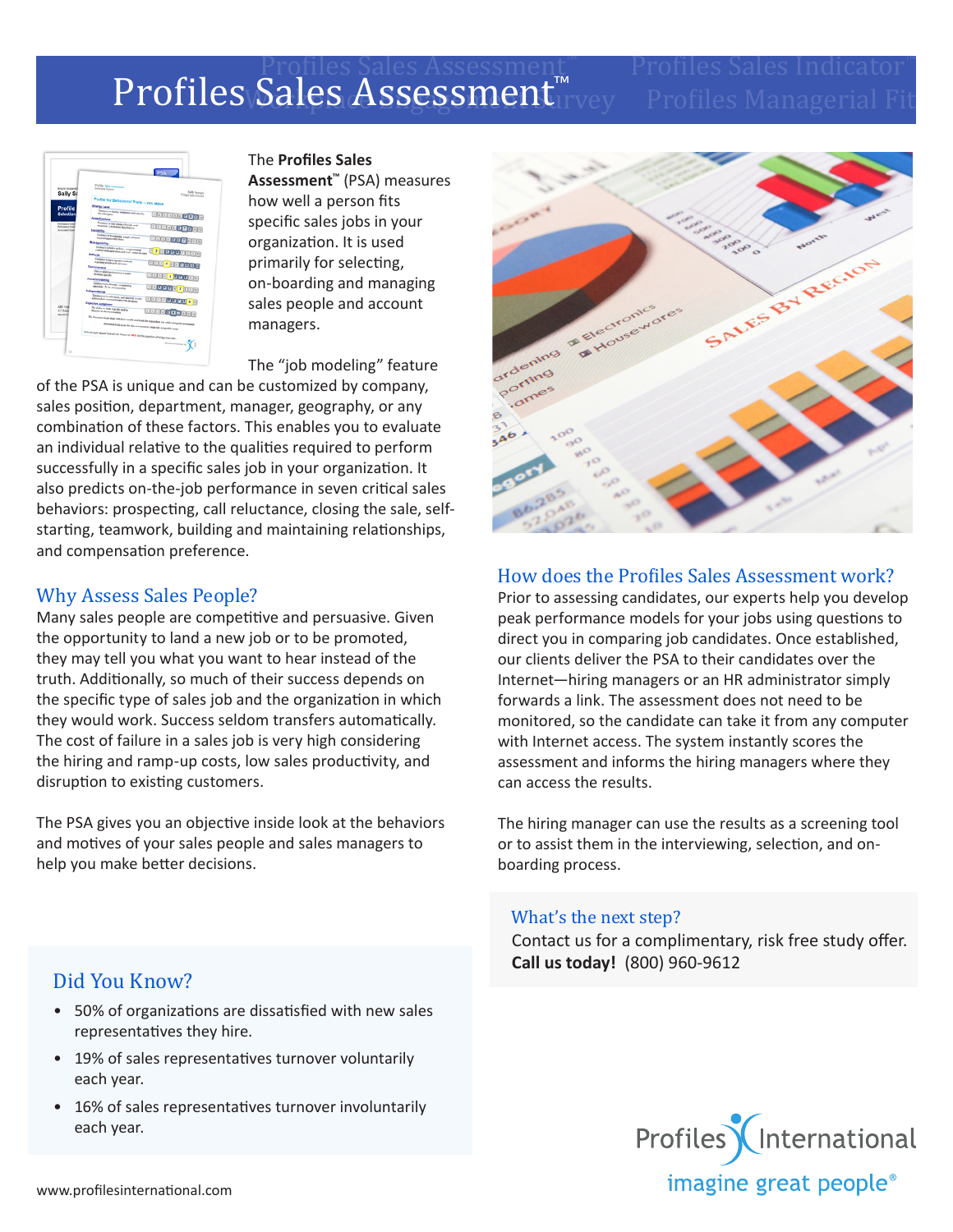# Profiles Sales Assessment™

The **Profiles Sales Assessment™** (PSA) measures how well a person fits specific sales jobs in your organization. It is used primarily for selecting, on-boarding and managing sales people and account managers.

The "job modeling" feature of the PSA is unique and can be customized by company, sales position, department, manager, geography, or any combination of these factors. This enables you to evaluate an individual relative to the qualities required to perform successfully in a specific sales job in your organization. It also predicts on-the-job performance in seven critical sales behaviors: prospecting, call reluctance, closing the sale, self-starting, teamwork, building and maintaining relationships, and compensation preference.

## Why Assess Sales People?

Many sales people are competitive and persuasive. Given the opportunity to land a new job or to be promoted, they may tell you what you want to hear instead of the truth. Additionally, so much of their success depends on the specific type of sales job and the organization in which they would work. Success seldom transfers automatically. The cost of failure in a sales job is very high considering the hiring and ramp-up costs, low sales productivity, and disruption to existing customers.

The PSA gives you an objective inside look at the behaviors and motives of your sales people and sales managers to help you make better decisions.

## Did You Know?

- 50% of organizations are dissatisfied with new sales representatives they hire.
- 19% of sales representatives turnover voluntarily each year.
- 16% of sales representatives turnover involuntarily each year.

## How does the Profiles Sales Assessment work?

Prior to assessing candidates, our experts help you develop peak performance models for your jobs using questions to direct you in comparing job candidates. Once established, our clients deliver the PSA to their candidates over the Internet—hiring managers or an HR administrator simply forwards a link. The assessment does not need to be monitored, so the candidate can take it from any computer with Internet access. The system instantly scores the assessment and informs the hiring managers where they can access the results.

The hiring manager can use the results as a screening tool or to assist them in the interviewing, selection, and on-boarding process.

## What's the next step?

Contact us for a complimentary, risk free study offer.
**Call us today!** (800) 960-9612

Profiles International
imagine great people®

www.profilesinternational.com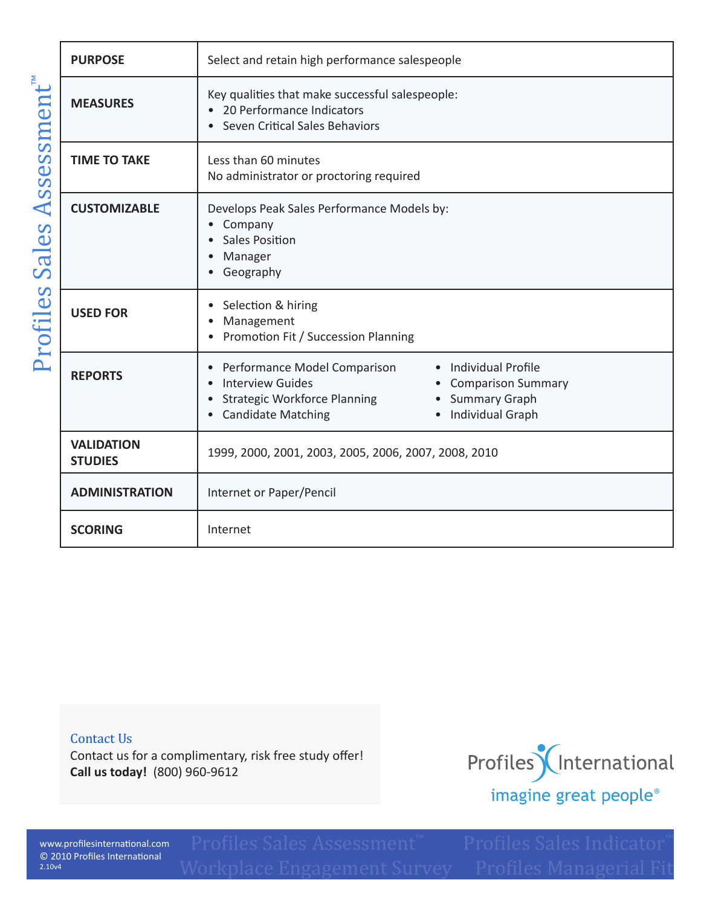# Profiles Sales Assessment™

| | |
|---|---|
| **PURPOSE** | Select and retain high performance salespeople |
| **MEASURES** | Key qualities that make successful salespeople:<br>• 20 Performance Indicators<br>• Seven Critical Sales Behaviors |
| **TIME TO TAKE** | Less than 60 minutes<br>No administrator or proctoring required |
| **CUSTOMIZABLE** | Develops Peak Sales Performance Models by:<br>• Company<br>• Sales Position<br>• Manager<br>• Geography |
| **USED FOR** | • Selection & hiring<br>• Management<br>• Promotion Fit / Succession Planning |
| **REPORTS** | • Performance Model Comparison<br>• Interview Guides<br>• Strategic Workforce Planning<br>• Candidate Matching<br>• Individual Profile<br>• Comparison Summary<br>• Summary Graph<br>• Individual Graph |
| **VALIDATION STUDIES** | 1999, 2000, 2001, 2003, 2005, 2006, 2007, 2008, 2010 |
| **ADMINISTRATION** | Internet or Paper/Pencil |
| **SCORING** | Internet |

## Contact Us

Contact us for a complimentary, risk free study offer!
**Call us today!** (800) 960-9612

Profiles International
imagine great people®

www.profilesinternational.com
© 2010 Profiles International
2.10v4

Profiles Sales Assessment™ Profiles Sales Indicator™
Workplace Engagement Survey Profiles Managerial Fit